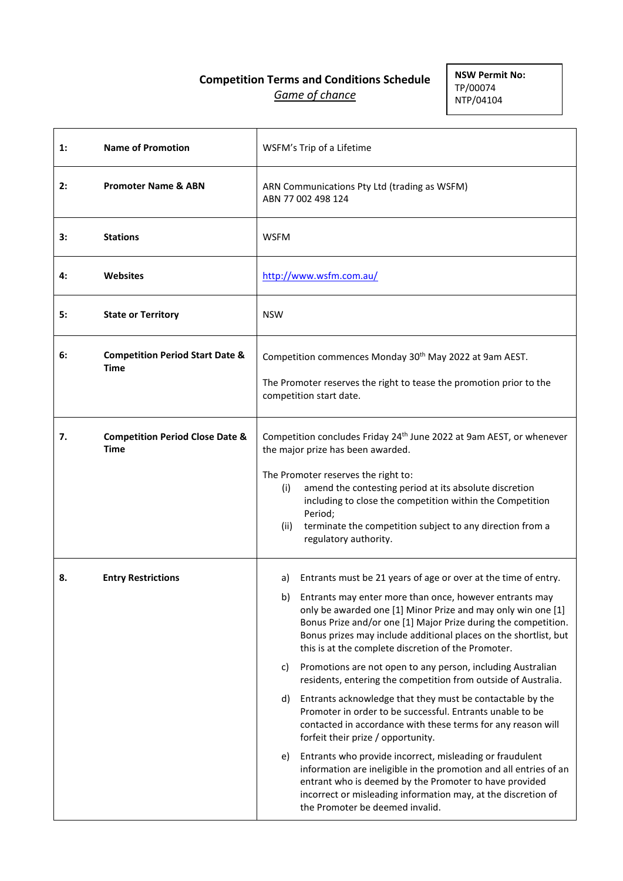# Competition Terms and Conditions Schedule

*Game of chance*

**NSW Permit No:**
TP/00074
NTP/04104

| | | |
|---|---|---|
| **1:** | **Name of Promotion** | WSFM's Trip of a Lifetime |
| **2:** | **Promoter Name & ABN** | ARN Communications Pty Ltd (trading as WSFM)<br>ABN 77 002 498 124 |
| **3:** | **Stations** | WSFM |
| **4:** | **Websites** | http://www.wsfm.com.au/ |
| **5:** | **State or Territory** | NSW |
| **6:** | **Competition Period Start Date & Time** | Competition commences Monday 30th May 2022 at 9am AEST.<br><br>The Promoter reserves the right to tease the promotion prior to the competition start date. |
| **7.** | **Competition Period Close Date & Time** | Competition concludes Friday 24th June 2022 at 9am AEST, or whenever the major prize has been awarded.<br><br>The Promoter reserves the right to:<br>(i) amend the contesting period at its absolute discretion including to close the competition within the Competition Period;<br>(ii) terminate the competition subject to any direction from a regulatory authority. |
| **8.** | **Entry Restrictions** | a) Entrants must be 21 years of age or over at the time of entry.<br><br>b) Entrants may enter more than once, however entrants may only be awarded one [1] Minor Prize and may only win one [1] Bonus Prize and/or one [1] Major Prize during the competition. Bonus prizes may include additional places on the shortlist, but this is at the complete discretion of the Promoter.<br><br>c) Promotions are not open to any person, including Australian residents, entering the competition from outside of Australia.<br><br>d) Entrants acknowledge that they must be contactable by the Promoter in order to be successful. Entrants unable to be contacted in accordance with these terms for any reason will forfeit their prize / opportunity.<br><br>e) Entrants who provide incorrect, misleading or fraudulent information are ineligible in the promotion and all entries of an entrant who is deemed by the Promoter to have provided incorrect or misleading information may, at the discretion of the Promoter be deemed invalid. |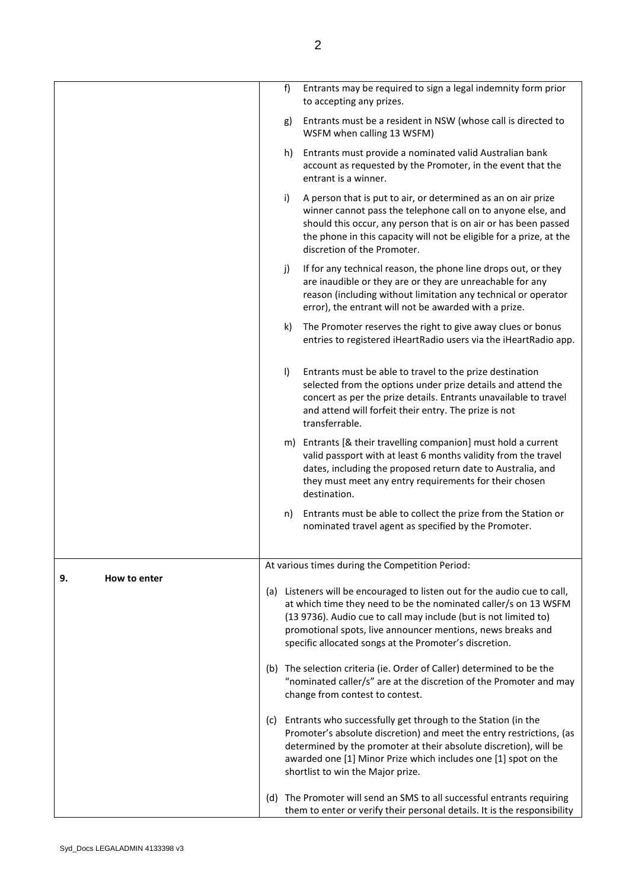| | |
|---|---|
| | f) Entrants may be required to sign a legal indemnity form prior to accepting any prizes.<br><br>g) Entrants must be a resident in NSW (whose call is directed to WSFM when calling 13 WSFM)<br><br>h) Entrants must provide a nominated valid Australian bank account as requested by the Promoter, in the event that the entrant is a winner.<br><br>i) A person that is put to air, or determined as an on air prize winner cannot pass the telephone call on to anyone else, and should this occur, any person that is on air or has been passed the phone in this capacity will not be eligible for a prize, at the discretion of the Promoter.<br><br>j) If for any technical reason, the phone line drops out, or they are inaudible or they are or they are unreachable for any reason (including without limitation any technical or operator error), the entrant will not be awarded with a prize.<br><br>k) The Promoter reserves the right to give away clues or bonus entries to registered iHeartRadio users via the iHeartRadio app.<br><br>l) Entrants must be able to travel to the prize destination selected from the options under prize details and attend the concert as per the prize details. Entrants unavailable to travel and attend will forfeit their entry. The prize is not transferrable.<br><br>m) Entrants [& their travelling companion] must hold a current valid passport with at least 6 months validity from the travel dates, including the proposed return date to Australia, and they must meet any entry requirements for their chosen destination.<br><br>n) Entrants must be able to collect the prize from the Station or nominated travel agent as specified by the Promoter. |
| **9. How to enter** | At various times during the Competition Period:<br><br>(a) Listeners will be encouraged to listen out for the audio cue to call, at which time they need to be the nominated caller/s on 13 WSFM (13 9736). Audio cue to call may include (but is not limited to) promotional spots, live announcer mentions, news breaks and specific allocated songs at the Promoter's discretion.<br><br>(b) The selection criteria (ie. Order of Caller) determined to be the "nominated caller/s" are at the discretion of the Promoter and may change from contest to contest.<br><br>(c) Entrants who successfully get through to the Station (in the Promoter's absolute discretion) and meet the entry restrictions, (as determined by the promoter at their absolute discretion), will be awarded one [1] Minor Prize which includes one [1] spot on the shortlist to win the Major prize.<br><br>(d) The Promoter will send an SMS to all successful entrants requiring them to enter or verify their personal details. It is the responsibility |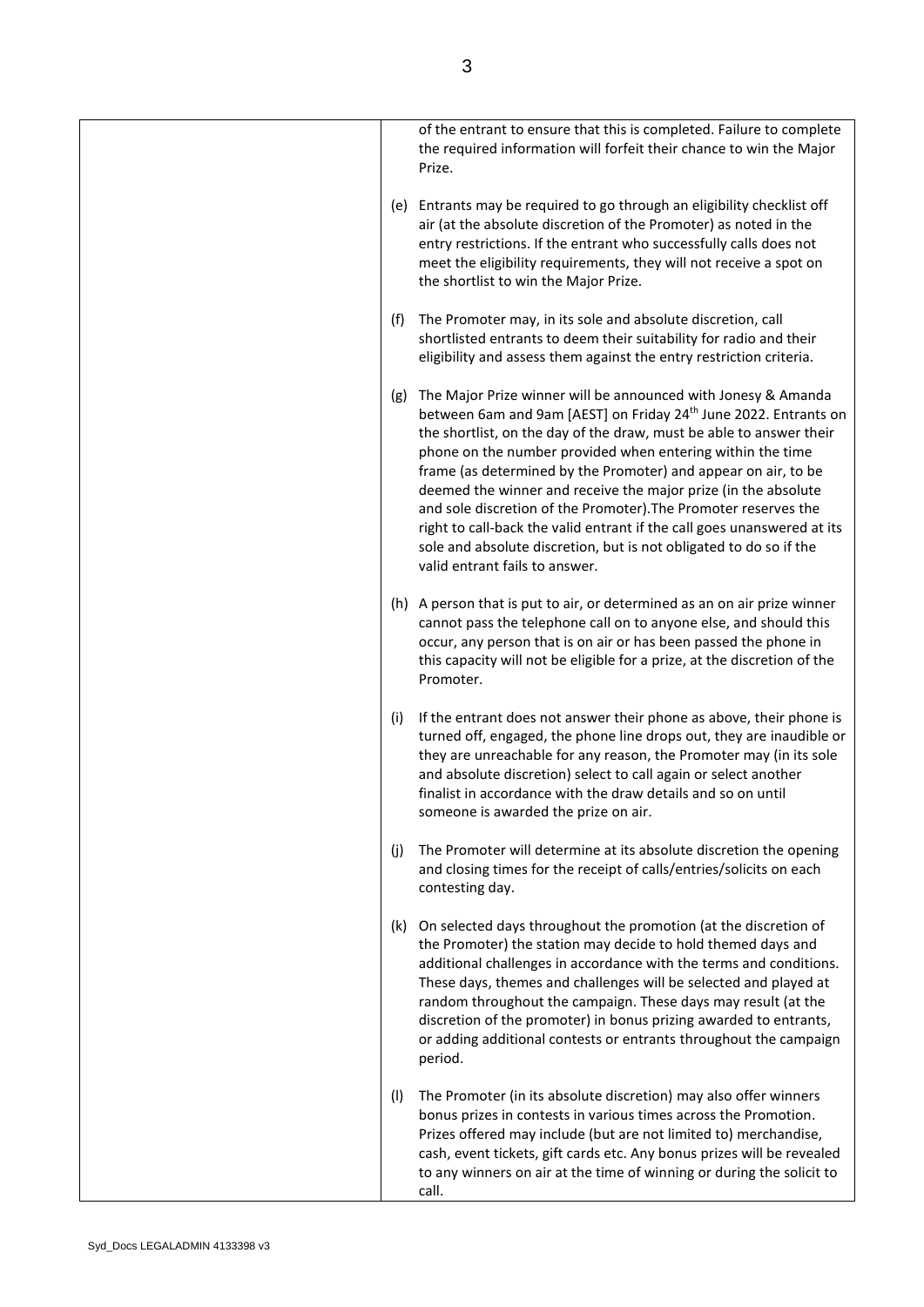| | |
|---|---|
| | of the entrant to ensure that this is completed. Failure to complete the required information will forfeit their chance to win the Major Prize.<br><br>(e) Entrants may be required to go through an eligibility checklist off air (at the absolute discretion of the Promoter) as noted in the entry restrictions. If the entrant who successfully calls does not meet the eligibility requirements, they will not receive a spot on the shortlist to win the Major Prize.<br><br>(f) The Promoter may, in its sole and absolute discretion, call shortlisted entrants to deem their suitability for radio and their eligibility and assess them against the entry restriction criteria.<br><br>(g) The Major Prize winner will be announced with Jonesy & Amanda between 6am and 9am [AEST] on Friday 24th June 2022. Entrants on the shortlist, on the day of the draw, must be able to answer their phone on the number provided when entering within the time frame (as determined by the Promoter) and appear on air, to be deemed the winner and receive the major prize (in the absolute and sole discretion of the Promoter).The Promoter reserves the right to call-back the valid entrant if the call goes unanswered at its sole and absolute discretion, but is not obligated to do so if the valid entrant fails to answer.<br><br>(h) A person that is put to air, or determined as an on air prize winner cannot pass the telephone call on to anyone else, and should this occur, any person that is on air or has been passed the phone in this capacity will not be eligible for a prize, at the discretion of the Promoter.<br><br>(i) If the entrant does not answer their phone as above, their phone is turned off, engaged, the phone line drops out, they are inaudible or they are unreachable for any reason, the Promoter may (in its sole and absolute discretion) select to call again or select another finalist in accordance with the draw details and so on until someone is awarded the prize on air.<br><br>(j) The Promoter will determine at its absolute discretion the opening and closing times for the receipt of calls/entries/solicits on each contesting day.<br><br>(k) On selected days throughout the promotion (at the discretion of the Promoter) the station may decide to hold themed days and additional challenges in accordance with the terms and conditions. These days, themes and challenges will be selected and played at random throughout the campaign. These days may result (at the discretion of the promoter) in bonus prizing awarded to entrants, or adding additional contests or entrants throughout the campaign period.<br><br>(l) The Promoter (in its absolute discretion) may also offer winners bonus prizes in contests in various times across the Promotion. Prizes offered may include (but are not limited to) merchandise, cash, event tickets, gift cards etc. Any bonus prizes will be revealed to any winners on air at the time of winning or during the solicit to call. |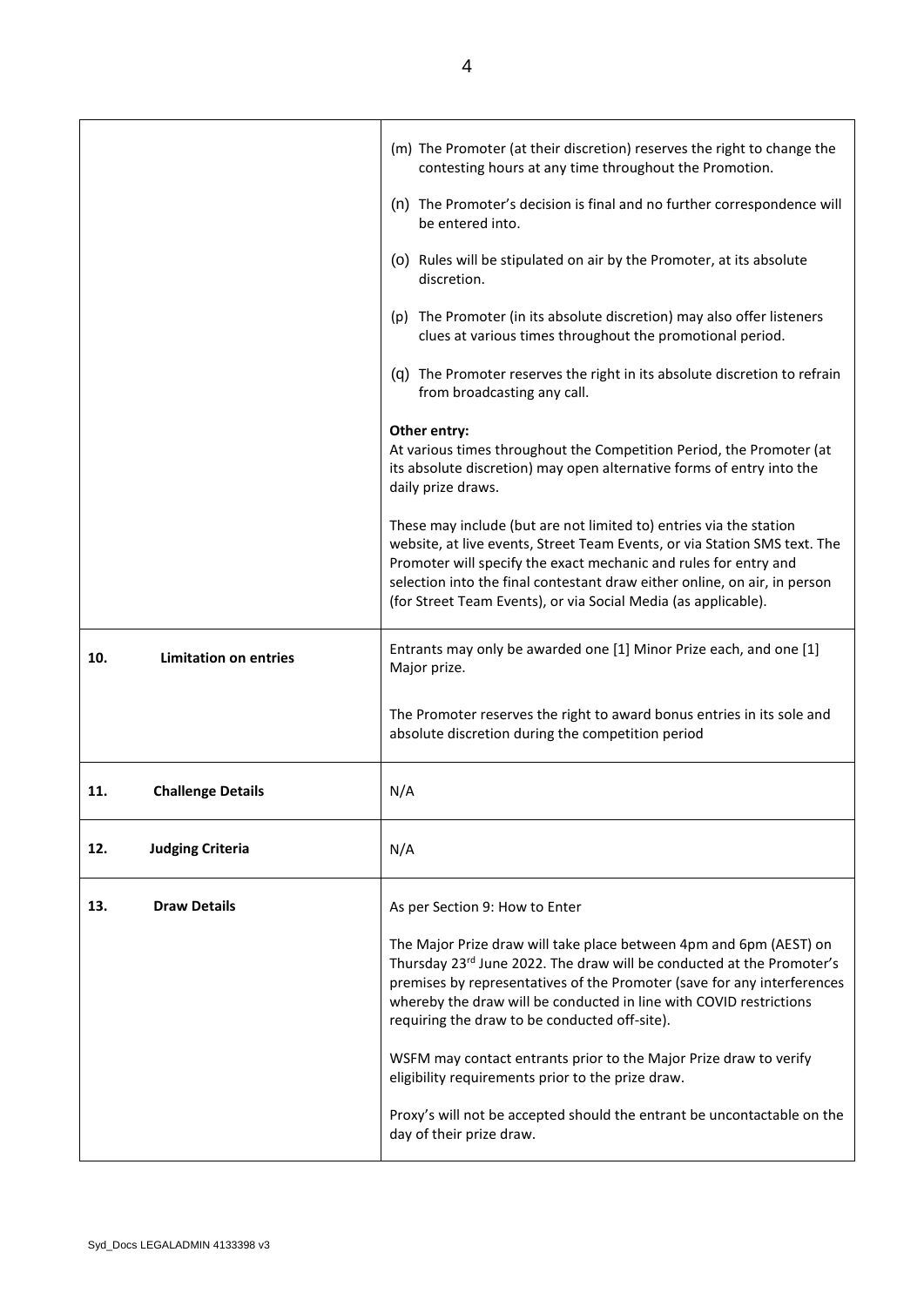| | |
|---|---|
| | (m) The Promoter (at their discretion) reserves the right to change the contesting hours at any time throughout the Promotion.<br><br>(n) The Promoter's decision is final and no further correspondence will be entered into.<br><br>(o) Rules will be stipulated on air by the Promoter, at its absolute discretion.<br><br>(p) The Promoter (in its absolute discretion) may also offer listeners clues at various times throughout the promotional period.<br><br>(q) The Promoter reserves the right in its absolute discretion to refrain from broadcasting any call.<br><br>**Other entry:**<br>At various times throughout the Competition Period, the Promoter (at its absolute discretion) may open alternative forms of entry into the daily prize draws.<br><br>These may include (but are not limited to) entries via the station website, at live events, Street Team Events, or via Station SMS text. The Promoter will specify the exact mechanic and rules for entry and selection into the final contestant draw either online, on air, in person (for Street Team Events), or via Social Media (as applicable). |
| **10. Limitation on entries** | Entrants may only be awarded one [1] Minor Prize each, and one [1] Major prize.<br><br>The Promoter reserves the right to award bonus entries in its sole and absolute discretion during the competition period |
| **11. Challenge Details** | N/A |
| **12. Judging Criteria** | N/A |
| **13. Draw Details** | As per Section 9: How to Enter<br><br>The Major Prize draw will take place between 4pm and 6pm (AEST) on Thursday 23rd June 2022. The draw will be conducted at the Promoter's premises by representatives of the Promoter (save for any interferences whereby the draw will be conducted in line with COVID restrictions requiring the draw to be conducted off-site).<br><br>WSFM may contact entrants prior to the Major Prize draw to verify eligibility requirements prior to the prize draw.<br><br>Proxy's will not be accepted should the entrant be uncontactable on the day of their prize draw. |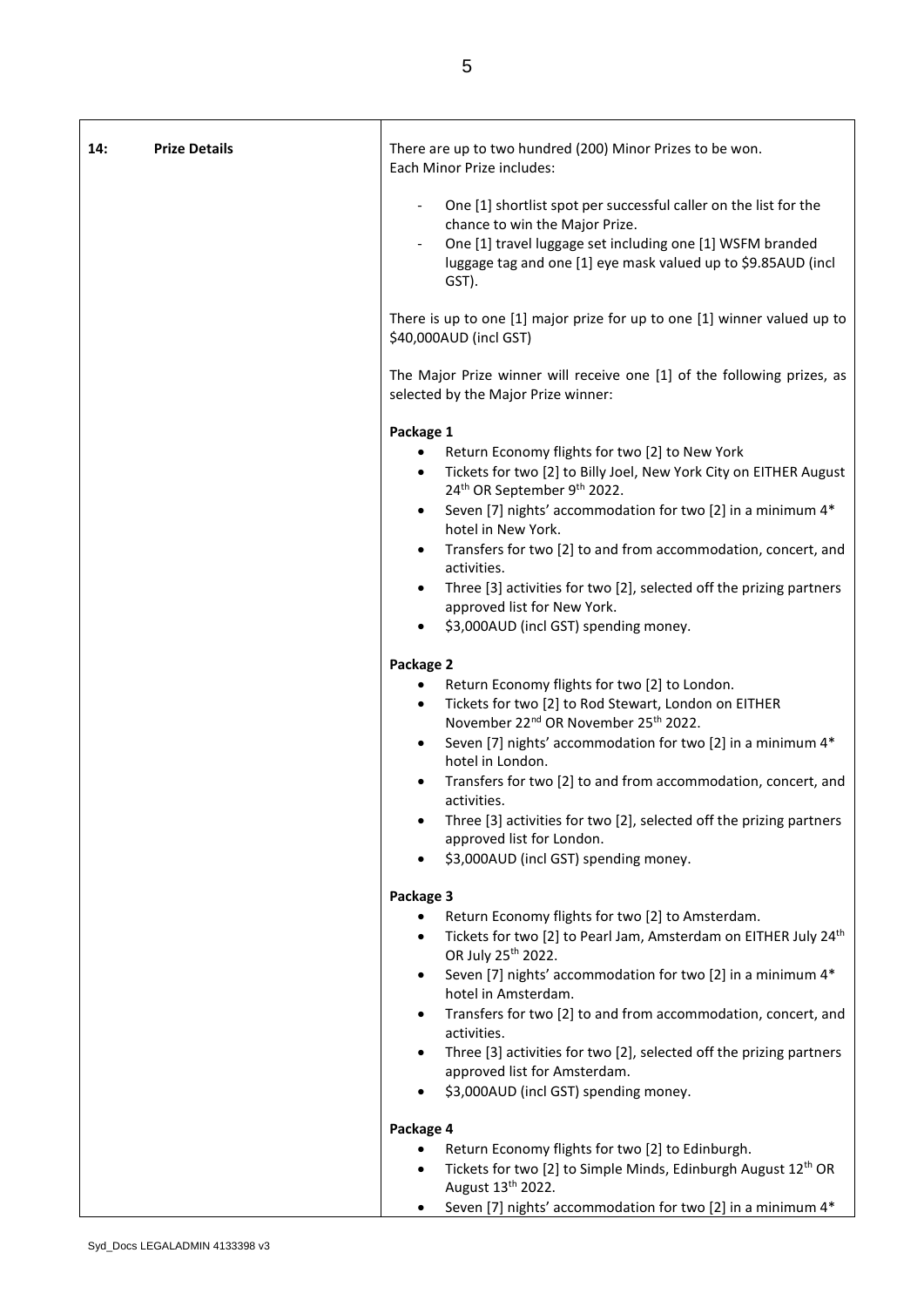| 14: Prize Details | |
|---|---|
| | There are up to two hundred (200) Minor Prizes to be won.<br>Each Minor Prize includes:<br><br>- One [1] shortlist spot per successful caller on the list for the chance to win the Major Prize.<br>- One [1] travel luggage set including one [1] WSFM branded luggage tag and one [1] eye mask valued up to $9.85AUD (incl GST).<br><br>There is up to one [1] major prize for up to one [1] winner valued up to $40,000AUD (incl GST)<br><br>The Major Prize winner will receive one [1] of the following prizes, as selected by the Major Prize winner:<br><br>**Package 1**<br>• Return Economy flights for two [2] to New York<br>• Tickets for two [2] to Billy Joel, New York City on EITHER August 24th OR September 9th 2022.<br>• Seven [7] nights' accommodation for two [2] in a minimum 4* hotel in New York.<br>• Transfers for two [2] to and from accommodation, concert, and activities.<br>• Three [3] activities for two [2], selected off the prizing partners approved list for New York.<br>• $3,000AUD (incl GST) spending money.<br><br>**Package 2**<br>• Return Economy flights for two [2] to London.<br>• Tickets for two [2] to Rod Stewart, London on EITHER November 22nd OR November 25th 2022.<br>• Seven [7] nights' accommodation for two [2] in a minimum 4* hotel in London.<br>• Transfers for two [2] to and from accommodation, concert, and activities.<br>• Three [3] activities for two [2], selected off the prizing partners approved list for London.<br>• $3,000AUD (incl GST) spending money.<br><br>**Package 3**<br>• Return Economy flights for two [2] to Amsterdam.<br>• Tickets for two [2] to Pearl Jam, Amsterdam on EITHER July 24th OR July 25th 2022.<br>• Seven [7] nights' accommodation for two [2] in a minimum 4* hotel in Amsterdam.<br>• Transfers for two [2] to and from accommodation, concert, and activities.<br>• Three [3] activities for two [2], selected off the prizing partners approved list for Amsterdam.<br>• $3,000AUD (incl GST) spending money.<br><br>**Package 4**<br>• Return Economy flights for two [2] to Edinburgh.<br>• Tickets for two [2] to Simple Minds, Edinburgh August 12th OR August 13th 2022.<br>• Seven [7] nights' accommodation for two [2] in a minimum 4* |

Syd_Docs LEGALADMIN 4133398 v3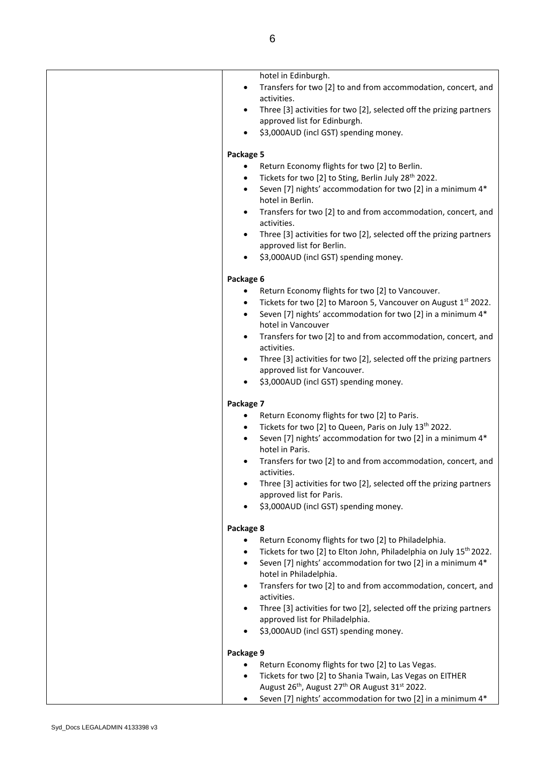| | hotel in Edinburgh.<br>• Transfers for two [2] to and from accommodation, concert, and activities.<br>• Three [3] activities for two [2], selected off the prizing partners approved list for Edinburgh.<br>• $3,000AUD (incl GST) spending money.<br><br>**Package 5**<br>• Return Economy flights for two [2] to Berlin.<br>• Tickets for two [2] to Sting, Berlin July 28th 2022.<br>• Seven [7] nights' accommodation for two [2] in a minimum 4* hotel in Berlin.<br>• Transfers for two [2] to and from accommodation, concert, and activities.<br>• Three [3] activities for two [2], selected off the prizing partners approved list for Berlin.<br>• $3,000AUD (incl GST) spending money.<br><br>**Package 6**<br>• Return Economy flights for two [2] to Vancouver.<br>• Tickets for two [2] to Maroon 5, Vancouver on August 1st 2022.<br>• Seven [7] nights' accommodation for two [2] in a minimum 4* hotel in Vancouver<br>• Transfers for two [2] to and from accommodation, concert, and activities.<br>• Three [3] activities for two [2], selected off the prizing partners approved list for Vancouver.<br>• $3,000AUD (incl GST) spending money.<br><br>**Package 7**<br>• Return Economy flights for two [2] to Paris.<br>• Tickets for two [2] to Queen, Paris on July 13th 2022.<br>• Seven [7] nights' accommodation for two [2] in a minimum 4* hotel in Paris.<br>• Transfers for two [2] to and from accommodation, concert, and activities.<br>• Three [3] activities for two [2], selected off the prizing partners approved list for Paris.<br>• $3,000AUD (incl GST) spending money.<br><br>**Package 8**<br>• Return Economy flights for two [2] to Philadelphia.<br>• Tickets for two [2] to Elton John, Philadelphia on July 15th 2022.<br>• Seven [7] nights' accommodation for two [2] in a minimum 4* hotel in Philadelphia.<br>• Transfers for two [2] to and from accommodation, concert, and activities.<br>• Three [3] activities for two [2], selected off the prizing partners approved list for Philadelphia.<br>• $3,000AUD (incl GST) spending money.<br><br>**Package 9**<br>• Return Economy flights for two [2] to Las Vegas.<br>• Tickets for two [2] to Shania Twain, Las Vegas on EITHER August 26th, August 27th OR August 31st 2022.<br>• Seven [7] nights' accommodation for two [2] in a minimum 4* |
|---|---|

Syd_Docs LEGALADMIN 4133398 v3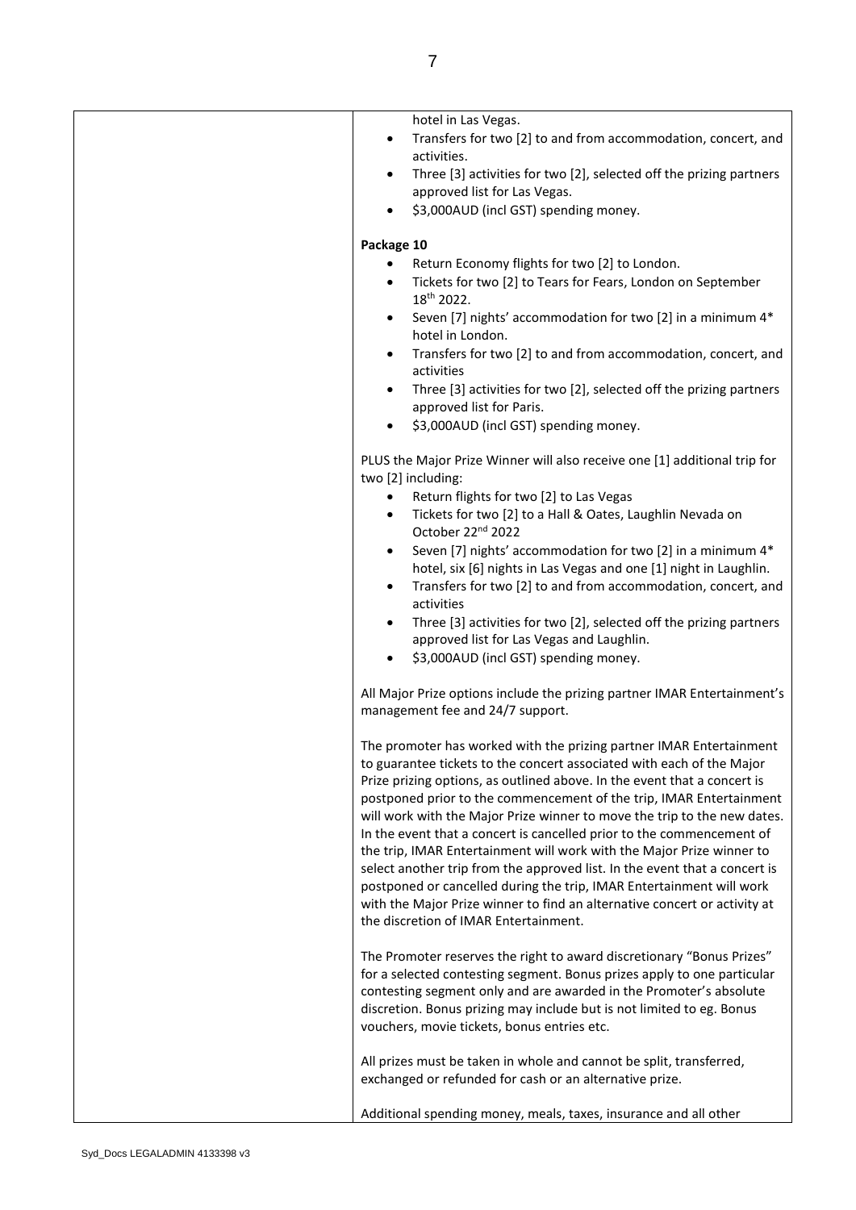| | hotel in Las Vegas.<br>• Transfers for two [2] to and from accommodation, concert, and activities.<br>• Three [3] activities for two [2], selected off the prizing partners approved list for Las Vegas.<br>• $3,000AUD (incl GST) spending money.<br><br>**Package 10**<br>• Return Economy flights for two [2] to London.<br>• Tickets for two [2] to Tears for Fears, London on September 18th 2022.<br>• Seven [7] nights' accommodation for two [2] in a minimum 4* hotel in London.<br>• Transfers for two [2] to and from accommodation, concert, and activities<br>• Three [3] activities for two [2], selected off the prizing partners approved list for Paris.<br>• $3,000AUD (incl GST) spending money.<br><br>PLUS the Major Prize Winner will also receive one [1] additional trip for two [2] including:<br>• Return flights for two [2] to Las Vegas<br>• Tickets for two [2] to a Hall & Oates, Laughlin Nevada on October 22nd 2022<br>• Seven [7] nights' accommodation for two [2] in a minimum 4* hotel, six [6] nights in Las Vegas and one [1] night in Laughlin.<br>• Transfers for two [2] to and from accommodation, concert, and activities<br>• Three [3] activities for two [2], selected off the prizing partners approved list for Las Vegas and Laughlin.<br>• $3,000AUD (incl GST) spending money.<br><br>All Major Prize options include the prizing partner IMAR Entertainment's management fee and 24/7 support.<br><br>The promoter has worked with the prizing partner IMAR Entertainment to guarantee tickets to the concert associated with each of the Major Prize prizing options, as outlined above. In the event that a concert is postponed prior to the commencement of the trip, IMAR Entertainment will work with the Major Prize winner to move the trip to the new dates. In the event that a concert is cancelled prior to the commencement of the trip, IMAR Entertainment will work with the Major Prize winner to select another trip from the approved list. In the event that a concert is postponed or cancelled during the trip, IMAR Entertainment will work with the Major Prize winner to find an alternative concert or activity at the discretion of IMAR Entertainment.<br><br>The Promoter reserves the right to award discretionary "Bonus Prizes" for a selected contesting segment. Bonus prizes apply to one particular contesting segment only and are awarded in the Promoter's absolute discretion. Bonus prizing may include but is not limited to eg. Bonus vouchers, movie tickets, bonus entries etc.<br><br>All prizes must be taken in whole and cannot be split, transferred, exchanged or refunded for cash or an alternative prize.<br><br>Additional spending money, meals, taxes, insurance and all other |
|---|---|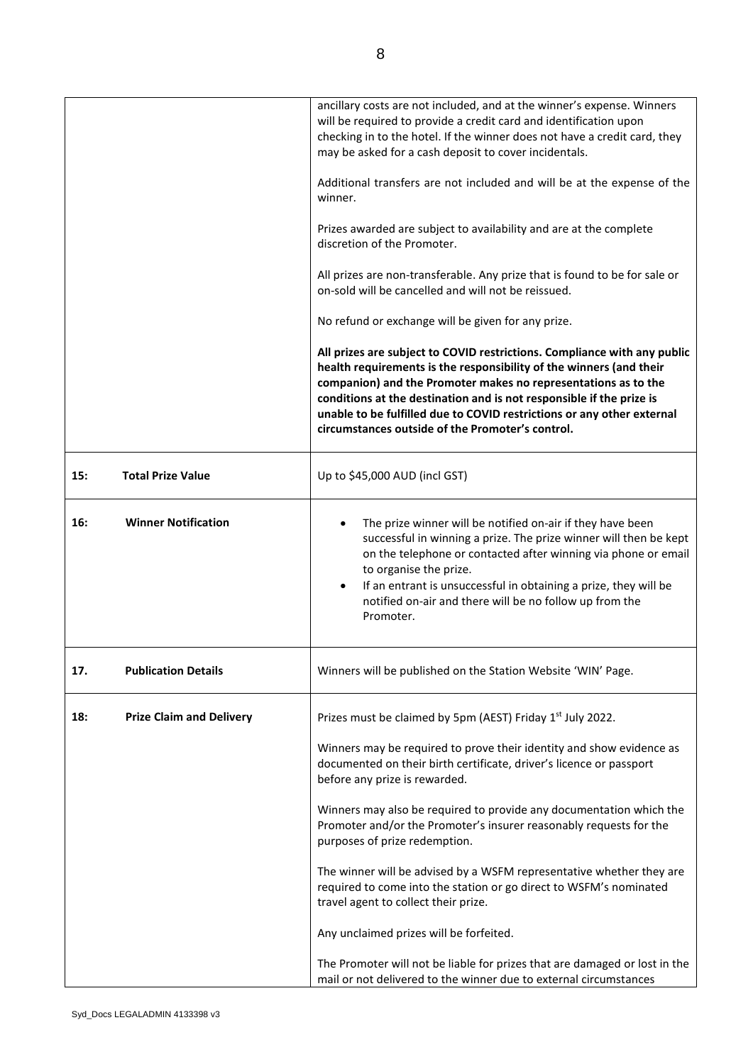| | |
|---|---|
| | ancillary costs are not included, and at the winner's expense. Winners will be required to provide a credit card and identification upon checking in to the hotel. If the winner does not have a credit card, they may be asked for a cash deposit to cover incidentals.<br><br>Additional transfers are not included and will be at the expense of the winner.<br><br>Prizes awarded are subject to availability and are at the complete discretion of the Promoter.<br><br>All prizes are non-transferable. Any prize that is found to be for sale or on-sold will be cancelled and will not be reissued.<br><br>No refund or exchange will be given for any prize.<br><br>**All prizes are subject to COVID restrictions. Compliance with any public health requirements is the responsibility of the winners (and their companion) and the Promoter makes no representations as to the conditions at the destination and is not responsible if the prize is unable to be fulfilled due to COVID restrictions or any other external circumstances outside of the Promoter's control.** |
| **15: Total Prize Value** | Up to $45,000 AUD (incl GST) |
| **16: Winner Notification** | • The prize winner will be notified on-air if they have been successful in winning a prize. The prize winner will then be kept on the telephone or contacted after winning via phone or email to organise the prize.<br>• If an entrant is unsuccessful in obtaining a prize, they will be notified on-air and there will be no follow up from the Promoter. |
| **17. Publication Details** | Winners will be published on the Station Website 'WIN' Page. |
| **18: Prize Claim and Delivery** | Prizes must be claimed by 5pm (AEST) Friday 1st July 2022.<br><br>Winners may be required to prove their identity and show evidence as documented on their birth certificate, driver's licence or passport before any prize is rewarded.<br><br>Winners may also be required to provide any documentation which the Promoter and/or the Promoter's insurer reasonably requests for the purposes of prize redemption.<br><br>The winner will be advised by a WSFM representative whether they are required to come into the station or go direct to WSFM's nominated travel agent to collect their prize.<br><br>Any unclaimed prizes will be forfeited.<br><br>The Promoter will not be liable for prizes that are damaged or lost in the mail or not delivered to the winner due to external circumstances |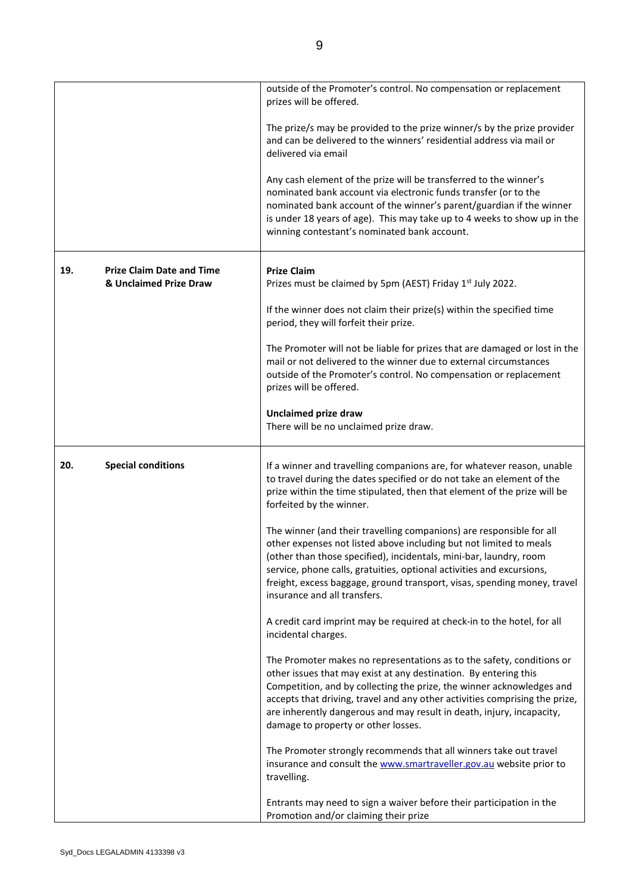| | | |
|---|---|---|
| | | outside of the Promoter's control. No compensation or replacement prizes will be offered.<br><br>The prize/s may be provided to the prize winner/s by the prize provider and can be delivered to the winners' residential address via mail or delivered via email<br><br>Any cash element of the prize will be transferred to the winner's nominated bank account via electronic funds transfer (or to the nominated bank account of the winner's parent/guardian if the winner is under 18 years of age). This may take up to 4 weeks to show up in the winning contestant's nominated bank account. |
| **19.** | **Prize Claim Date and Time & Unclaimed Prize Draw** | **Prize Claim**<br>Prizes must be claimed by 5pm (AEST) Friday 1st July 2022.<br><br>If the winner does not claim their prize(s) within the specified time period, they will forfeit their prize.<br><br>The Promoter will not be liable for prizes that are damaged or lost in the mail or not delivered to the winner due to external circumstances outside of the Promoter's control. No compensation or replacement prizes will be offered.<br><br>**Unclaimed prize draw**<br>There will be no unclaimed prize draw. |
| **20.** | **Special conditions** | If a winner and travelling companions are, for whatever reason, unable to travel during the dates specified or do not take an element of the prize within the time stipulated, then that element of the prize will be forfeited by the winner.<br><br>The winner (and their travelling companions) are responsible for all other expenses not listed above including but not limited to meals (other than those specified), incidentals, mini-bar, laundry, room service, phone calls, gratuities, optional activities and excursions, freight, excess baggage, ground transport, visas, spending money, travel insurance and all transfers.<br><br>A credit card imprint may be required at check-in to the hotel, for all incidental charges.<br><br>The Promoter makes no representations as to the safety, conditions or other issues that may exist at any destination. By entering this Competition, and by collecting the prize, the winner acknowledges and accepts that driving, travel and any other activities comprising the prize, are inherently dangerous and may result in death, injury, incapacity, damage to property or other losses.<br><br>The Promoter strongly recommends that all winners take out travel insurance and consult the www.smartraveller.gov.au website prior to travelling.<br><br>Entrants may need to sign a waiver before their participation in the Promotion and/or claiming their prize |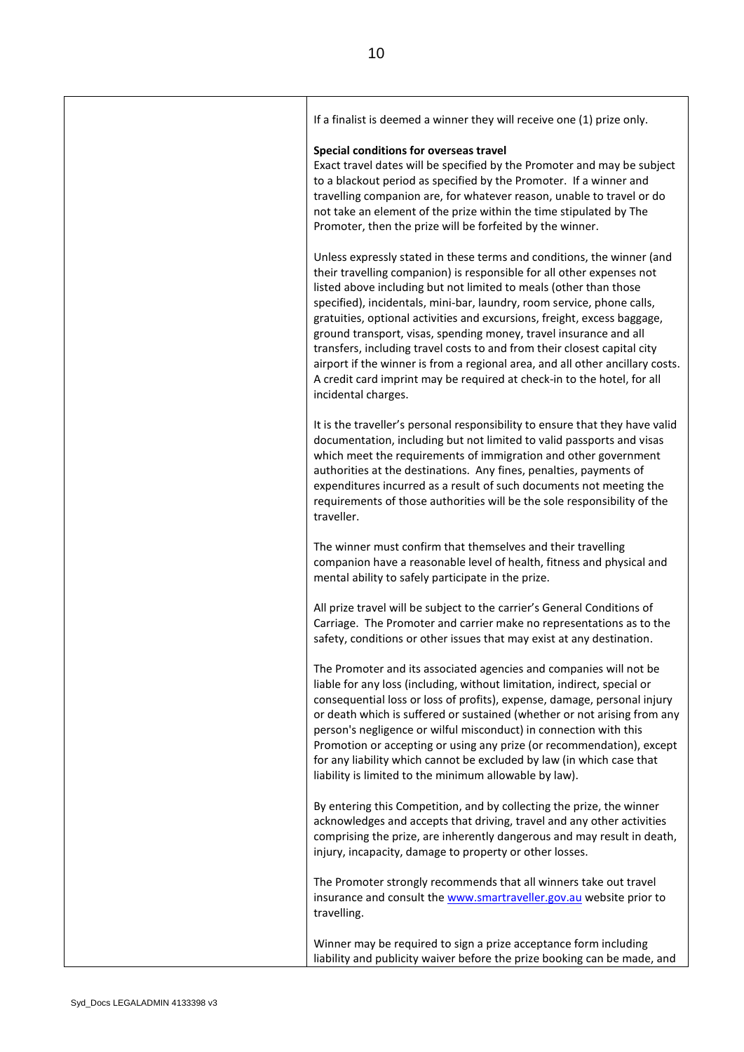| | |
|---|---|
| | If a finalist is deemed a winner they will receive one (1) prize only.<br><br>**Special conditions for overseas travel**<br>Exact travel dates will be specified by the Promoter and may be subject to a blackout period as specified by the Promoter. If a winner and travelling companion are, for whatever reason, unable to travel or do not take an element of the prize within the time stipulated by The Promoter, then the prize will be forfeited by the winner.<br><br>Unless expressly stated in these terms and conditions, the winner (and their travelling companion) is responsible for all other expenses not listed above including but not limited to meals (other than those specified), incidentals, mini-bar, laundry, room service, phone calls, gratuities, optional activities and excursions, freight, excess baggage, ground transport, visas, spending money, travel insurance and all transfers, including travel costs to and from their closest capital city airport if the winner is from a regional area, and all other ancillary costs. A credit card imprint may be required at check-in to the hotel, for all incidental charges.<br><br>It is the traveller's personal responsibility to ensure that they have valid documentation, including but not limited to valid passports and visas which meet the requirements of immigration and other government authorities at the destinations. Any fines, penalties, payments of expenditures incurred as a result of such documents not meeting the requirements of those authorities will be the sole responsibility of the traveller.<br><br>The winner must confirm that themselves and their travelling companion have a reasonable level of health, fitness and physical and mental ability to safely participate in the prize.<br><br>All prize travel will be subject to the carrier's General Conditions of Carriage. The Promoter and carrier make no representations as to the safety, conditions or other issues that may exist at any destination.<br><br>The Promoter and its associated agencies and companies will not be liable for any loss (including, without limitation, indirect, special or consequential loss or loss of profits), expense, damage, personal injury or death which is suffered or sustained (whether or not arising from any person's negligence or wilful misconduct) in connection with this Promotion or accepting or using any prize (or recommendation), except for any liability which cannot be excluded by law (in which case that liability is limited to the minimum allowable by law).<br><br>By entering this Competition, and by collecting the prize, the winner acknowledges and accepts that driving, travel and any other activities comprising the prize, are inherently dangerous and may result in death, injury, incapacity, damage to property or other losses.<br><br>The Promoter strongly recommends that all winners take out travel insurance and consult the [www.smartraveller.gov.au](http://www.smartraveller.gov.au) website prior to travelling.<br><br>Winner may be required to sign a prize acceptance form including liability and publicity waiver before the prize booking can be made, and |

Syd_Docs LEGALADMIN 4133398 v3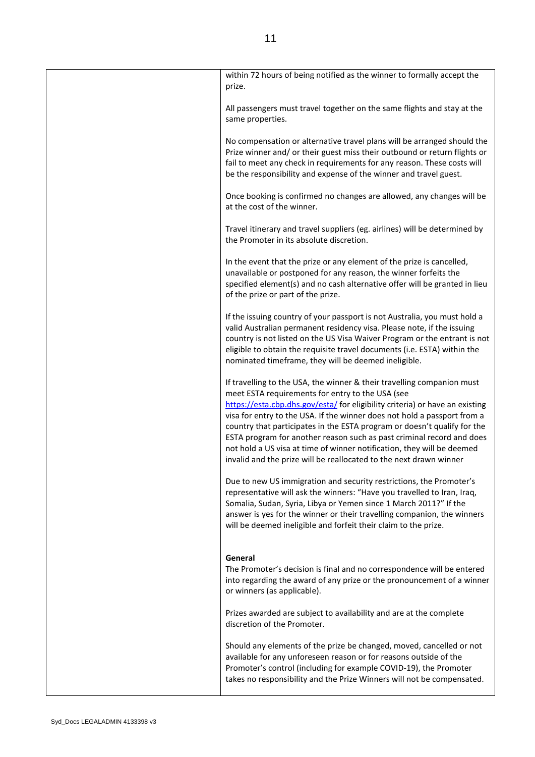| | within 72 hours of being notified as the winner to formally accept the prize.<br><br>All passengers must travel together on the same flights and stay at the same properties.<br><br>No compensation or alternative travel plans will be arranged should the Prize winner and/ or their guest miss their outbound or return flights or fail to meet any check in requirements for any reason. These costs will be the responsibility and expense of the winner and travel guest.<br><br>Once booking is confirmed no changes are allowed, any changes will be at the cost of the winner.<br><br>Travel itinerary and travel suppliers (eg. airlines) will be determined by the Promoter in its absolute discretion.<br><br>In the event that the prize or any element of the prize is cancelled, unavailable or postponed for any reason, the winner forfeits the specified element(s) and no cash alternative offer will be granted in lieu of the prize or part of the prize.<br><br>If the issuing country of your passport is not Australia, you must hold a valid Australian permanent residency visa. Please note, if the issuing country is not listed on the US Visa Waiver Program or the entrant is not eligible to obtain the requisite travel documents (i.e. ESTA) within the nominated timeframe, they will be deemed ineligible.<br><br>If travelling to the USA, the winner & their travelling companion must meet ESTA requirements for entry to the USA (see https://esta.cbp.dhs.gov/esta/ for eligibility criteria) or have an existing visa for entry to the USA. If the winner does not hold a passport from a country that participates in the ESTA program or doesn't qualify for the ESTA program for another reason such as past criminal record and does not hold a US visa at time of winner notification, they will be deemed invalid and the prize will be reallocated to the next drawn winner<br><br>Due to new US immigration and security restrictions, the Promoter's representative will ask the winners: "Have you travelled to Iran, Iraq, Somalia, Sudan, Syria, Libya or Yemen since 1 March 2011?" If the answer is yes for the winner or their travelling companion, the winners will be deemed ineligible and forfeit their claim to the prize.<br><br>**General**<br>The Promoter's decision is final and no correspondence will be entered into regarding the award of any prize or the pronouncement of a winner or winners (as applicable).<br><br>Prizes awarded are subject to availability and are at the complete discretion of the Promoter.<br><br>Should any elements of the prize be changed, moved, cancelled or not available for any unforeseen reason or for reasons outside of the Promoter's control (including for example COVID-19), the Promoter takes no responsibility and the Prize Winners will not be compensated. |
|---|---|

Syd_Docs LEGALADMIN 4133398 v3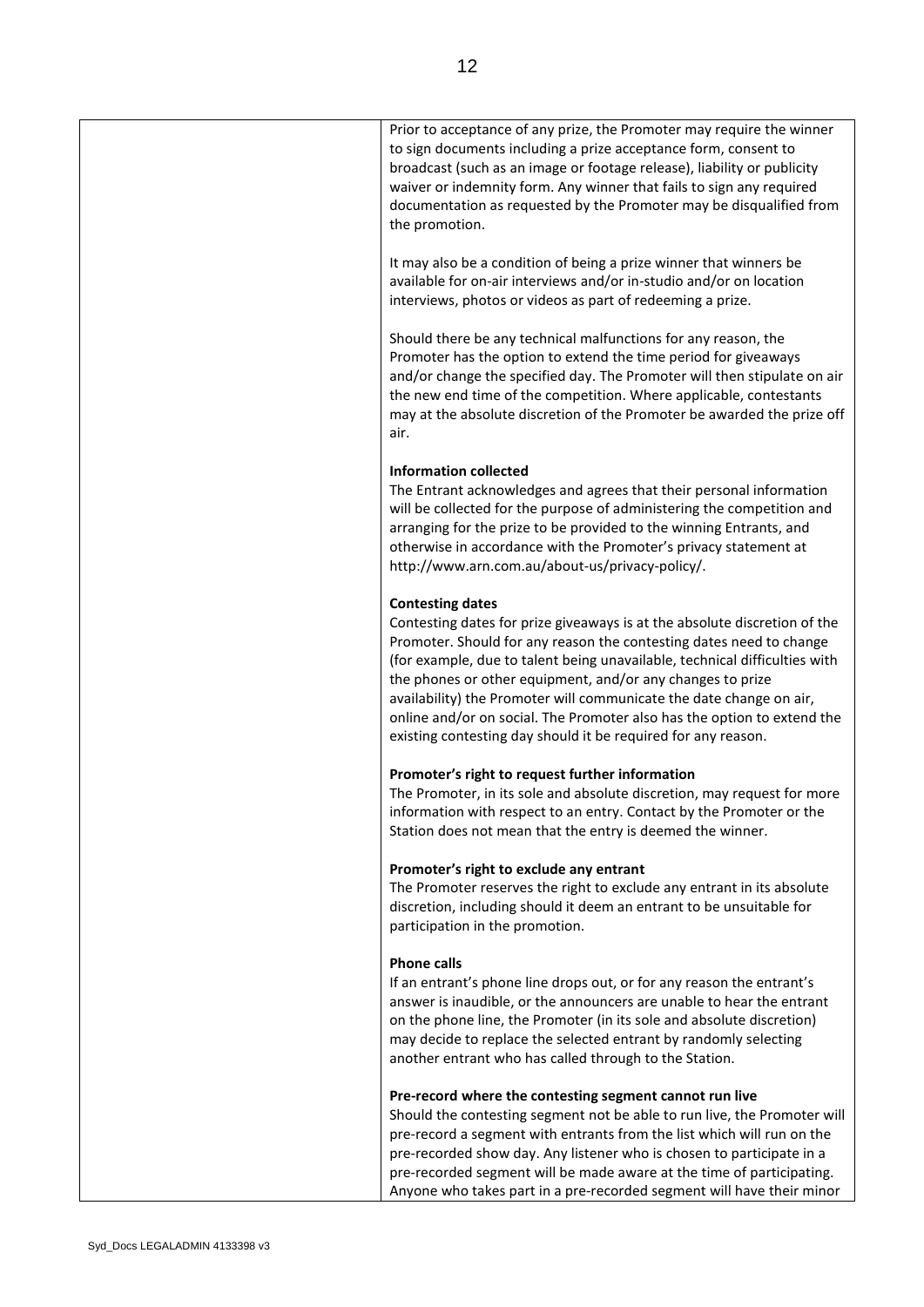| | Prior to acceptance of any prize, the Promoter may require the winner to sign documents including a prize acceptance form, consent to broadcast (such as an image or footage release), liability or publicity waiver or indemnity form. Any winner that fails to sign any required documentation as requested by the Promoter may be disqualified from the promotion.<br><br>It may also be a condition of being a prize winner that winners be available for on-air interviews and/or in-studio and/or on location interviews, photos or videos as part of redeeming a prize.<br><br>Should there be any technical malfunctions for any reason, the Promoter has the option to extend the time period for giveaways and/or change the specified day. The Promoter will then stipulate on air the new end time of the competition. Where applicable, contestants may at the absolute discretion of the Promoter be awarded the prize off air.<br><br>**Information collected**<br>The Entrant acknowledges and agrees that their personal information will be collected for the purpose of administering the competition and arranging for the prize to be provided to the winning Entrants, and otherwise in accordance with the Promoter's privacy statement at http://www.arn.com.au/about-us/privacy-policy/.<br><br>**Contesting dates**<br>Contesting dates for prize giveaways is at the absolute discretion of the Promoter. Should for any reason the contesting dates need to change (for example, due to talent being unavailable, technical difficulties with the phones or other equipment, and/or any changes to prize availability) the Promoter will communicate the date change on air, online and/or on social. The Promoter also has the option to extend the existing contesting day should it be required for any reason.<br><br>**Promoter's right to request further information**<br>The Promoter, in its sole and absolute discretion, may request for more information with respect to an entry. Contact by the Promoter or the Station does not mean that the entry is deemed the winner.<br><br>**Promoter's right to exclude any entrant**<br>The Promoter reserves the right to exclude any entrant in its absolute discretion, including should it deem an entrant to be unsuitable for participation in the promotion.<br><br>**Phone calls**<br>If an entrant's phone line drops out, or for any reason the entrant's answer is inaudible, or the announcers are unable to hear the entrant on the phone line, the Promoter (in its sole and absolute discretion) may decide to replace the selected entrant by randomly selecting another entrant who has called through to the Station.<br><br>**Pre-record where the contesting segment cannot run live**<br>Should the contesting segment not be able to run live, the Promoter will pre-record a segment with entrants from the list which will run on the pre-recorded show day. Any listener who is chosen to participate in a pre-recorded segment will be made aware at the time of participating. Anyone who takes part in a pre-recorded segment will have their minor |
|---|---|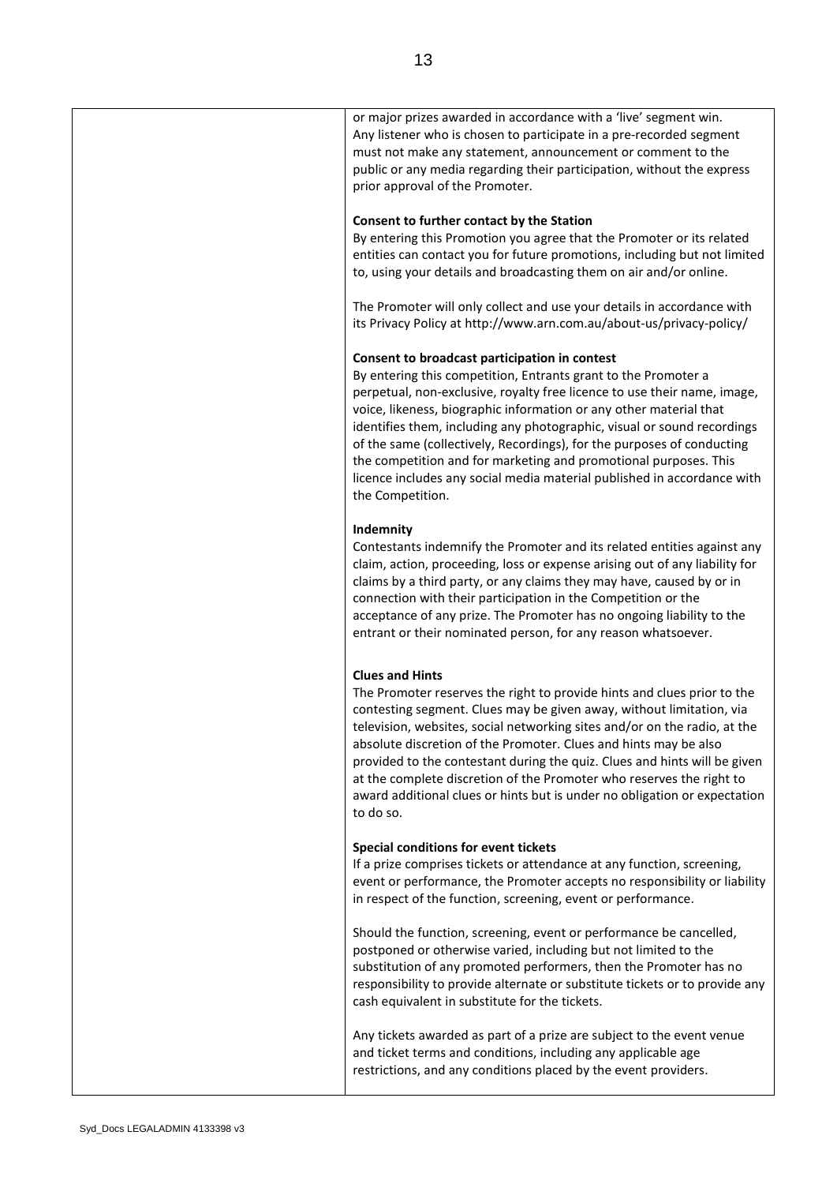|  | or major prizes awarded in accordance with a 'live' segment win. Any listener who is chosen to participate in a pre-recorded segment must not make any statement, announcement or comment to the public or any media regarding their participation, without the express prior approval of the Promoter.<br><br>**Consent to further contact by the Station**<br>By entering this Promotion you agree that the Promoter or its related entities can contact you for future promotions, including but not limited to, using your details and broadcasting them on air and/or online.<br><br>The Promoter will only collect and use your details in accordance with its Privacy Policy at http://www.arn.com.au/about-us/privacy-policy/<br><br>**Consent to broadcast participation in contest**<br>By entering this competition, Entrants grant to the Promoter a perpetual, non-exclusive, royalty free licence to use their name, image, voice, likeness, biographic information or any other material that identifies them, including any photographic, visual or sound recordings of the same (collectively, Recordings), for the purposes of conducting the competition and for marketing and promotional purposes. This licence includes any social media material published in accordance with the Competition.<br><br>**Indemnity**<br>Contestants indemnify the Promoter and its related entities against any claim, action, proceeding, loss or expense arising out of any liability for claims by a third party, or any claims they may have, caused by or in connection with their participation in the Competition or the acceptance of any prize. The Promoter has no ongoing liability to the entrant or their nominated person, for any reason whatsoever.<br><br>**Clues and Hints**<br>The Promoter reserves the right to provide hints and clues prior to the contesting segment. Clues may be given away, without limitation, via television, websites, social networking sites and/or on the radio, at the absolute discretion of the Promoter. Clues and hints may be also provided to the contestant during the quiz. Clues and hints will be given at the complete discretion of the Promoter who reserves the right to award additional clues or hints but is under no obligation or expectation to do so.<br><br>**Special conditions for event tickets**<br>If a prize comprises tickets or attendance at any function, screening, event or performance, the Promoter accepts no responsibility or liability in respect of the function, screening, event or performance.<br><br>Should the function, screening, event or performance be cancelled, postponed or otherwise varied, including but not limited to the substitution of any promoted performers, then the Promoter has no responsibility to provide alternate or substitute tickets or to provide any cash equivalent in substitute for the tickets.<br><br>Any tickets awarded as part of a prize are subject to the event venue and ticket terms and conditions, including any applicable age restrictions, and any conditions placed by the event providers. |
| --- | --- |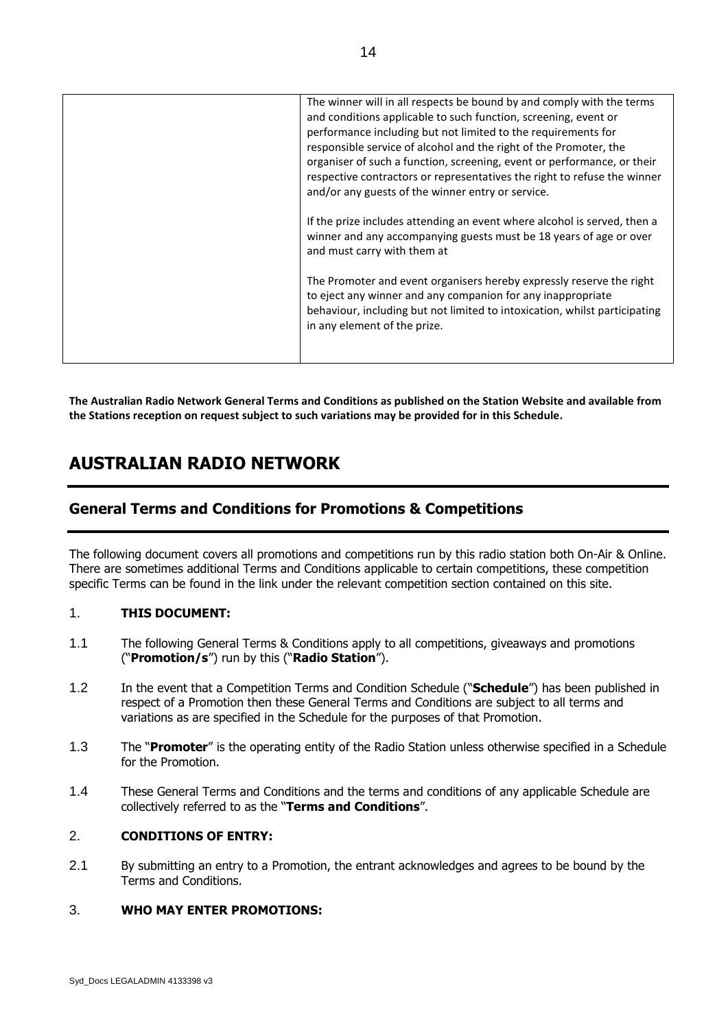| | |
|---|---|
| | The winner will in all respects be bound by and comply with the terms and conditions applicable to such function, screening, event or performance including but not limited to the requirements for responsible service of alcohol and the right of the Promoter, the organiser of such a function, screening, event or performance, or their respective contractors or representatives the right to refuse the winner and/or any guests of the winner entry or service.<br><br>If the prize includes attending an event where alcohol is served, then a winner and any accompanying guests must be 18 years of age or over and must carry with them at<br><br>The Promoter and event organisers hereby expressly reserve the right to eject any winner and any companion for any inappropriate behaviour, including but not limited to intoxication, whilst participating in any element of the prize. |

**The Australian Radio Network General Terms and Conditions as published on the Station Website and available from the Stations reception on request subject to such variations may be provided for in this Schedule.**

# AUSTRALIAN RADIO NETWORK

## General Terms and Conditions for Promotions & Competitions

The following document covers all promotions and competitions run by this radio station both On-Air & Online. There are sometimes additional Terms and Conditions applicable to certain competitions, these competition specific Terms can be found in the link under the relevant competition section contained on this site.

1. **THIS DOCUMENT:**

1.1 The following General Terms & Conditions apply to all competitions, giveaways and promotions ("**Promotion/s**") run by this ("**Radio Station**").

1.2 In the event that a Competition Terms and Condition Schedule ("**Schedule**") has been published in respect of a Promotion then these General Terms and Conditions are subject to all terms and variations as are specified in the Schedule for the purposes of that Promotion.

1.3 The "**Promoter**" is the operating entity of the Radio Station unless otherwise specified in a Schedule for the Promotion.

1.4 These General Terms and Conditions and the terms and conditions of any applicable Schedule are collectively referred to as the "**Terms and Conditions**".

2. **CONDITIONS OF ENTRY:**

2.1 By submitting an entry to a Promotion, the entrant acknowledges and agrees to be bound by the Terms and Conditions.

3. **WHO MAY ENTER PROMOTIONS:**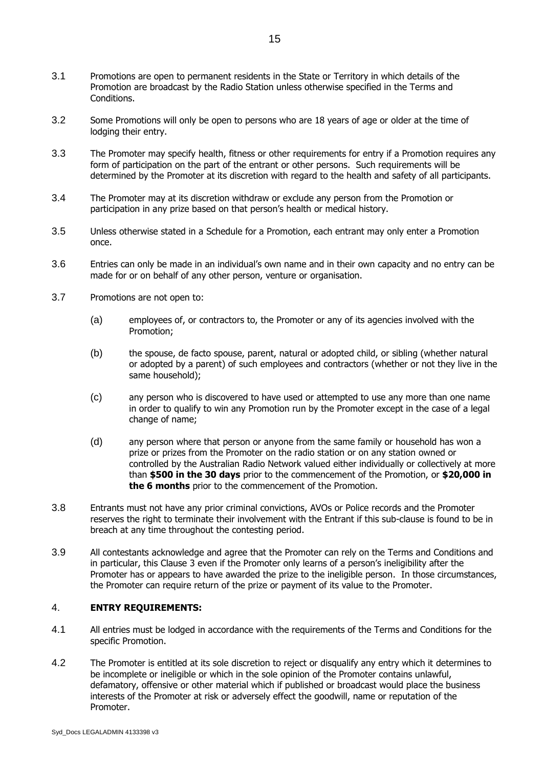3.1 Promotions are open to permanent residents in the State or Territory in which details of the Promotion are broadcast by the Radio Station unless otherwise specified in the Terms and Conditions.

3.2 Some Promotions will only be open to persons who are 18 years of age or older at the time of lodging their entry.

3.3 The Promoter may specify health, fitness or other requirements for entry if a Promotion requires any form of participation on the part of the entrant or other persons. Such requirements will be determined by the Promoter at its discretion with regard to the health and safety of all participants.

3.4 The Promoter may at its discretion withdraw or exclude any person from the Promotion or participation in any prize based on that person's health or medical history.

3.5 Unless otherwise stated in a Schedule for a Promotion, each entrant may only enter a Promotion once.

3.6 Entries can only be made in an individual's own name and in their own capacity and no entry can be made for or on behalf of any other person, venture or organisation.

3.7 Promotions are not open to:

(a) employees of, or contractors to, the Promoter or any of its agencies involved with the Promotion;

(b) the spouse, de facto spouse, parent, natural or adopted child, or sibling (whether natural or adopted by a parent) of such employees and contractors (whether or not they live in the same household);

(c) any person who is discovered to have used or attempted to use any more than one name in order to qualify to win any Promotion run by the Promoter except in the case of a legal change of name;

(d) any person where that person or anyone from the same family or household has won a prize or prizes from the Promoter on the radio station or on any station owned or controlled by the Australian Radio Network valued either individually or collectively at more than **$500 in the 30 days** prior to the commencement of the Promotion, or **$20,000 in the 6 months** prior to the commencement of the Promotion.

3.8 Entrants must not have any prior criminal convictions, AVOs or Police records and the Promoter reserves the right to terminate their involvement with the Entrant if this sub-clause is found to be in breach at any time throughout the contesting period.

3.9 All contestants acknowledge and agree that the Promoter can rely on the Terms and Conditions and in particular, this Clause 3 even if the Promoter only learns of a person's ineligibility after the Promoter has or appears to have awarded the prize to the ineligible person. In those circumstances, the Promoter can require return of the prize or payment of its value to the Promoter.

## 4. ENTRY REQUIREMENTS:

4.1 All entries must be lodged in accordance with the requirements of the Terms and Conditions for the specific Promotion.

4.2 The Promoter is entitled at its sole discretion to reject or disqualify any entry which it determines to be incomplete or ineligible or which in the sole opinion of the Promoter contains unlawful, defamatory, offensive or other material which if published or broadcast would place the business interests of the Promoter at risk or adversely effect the goodwill, name or reputation of the Promoter.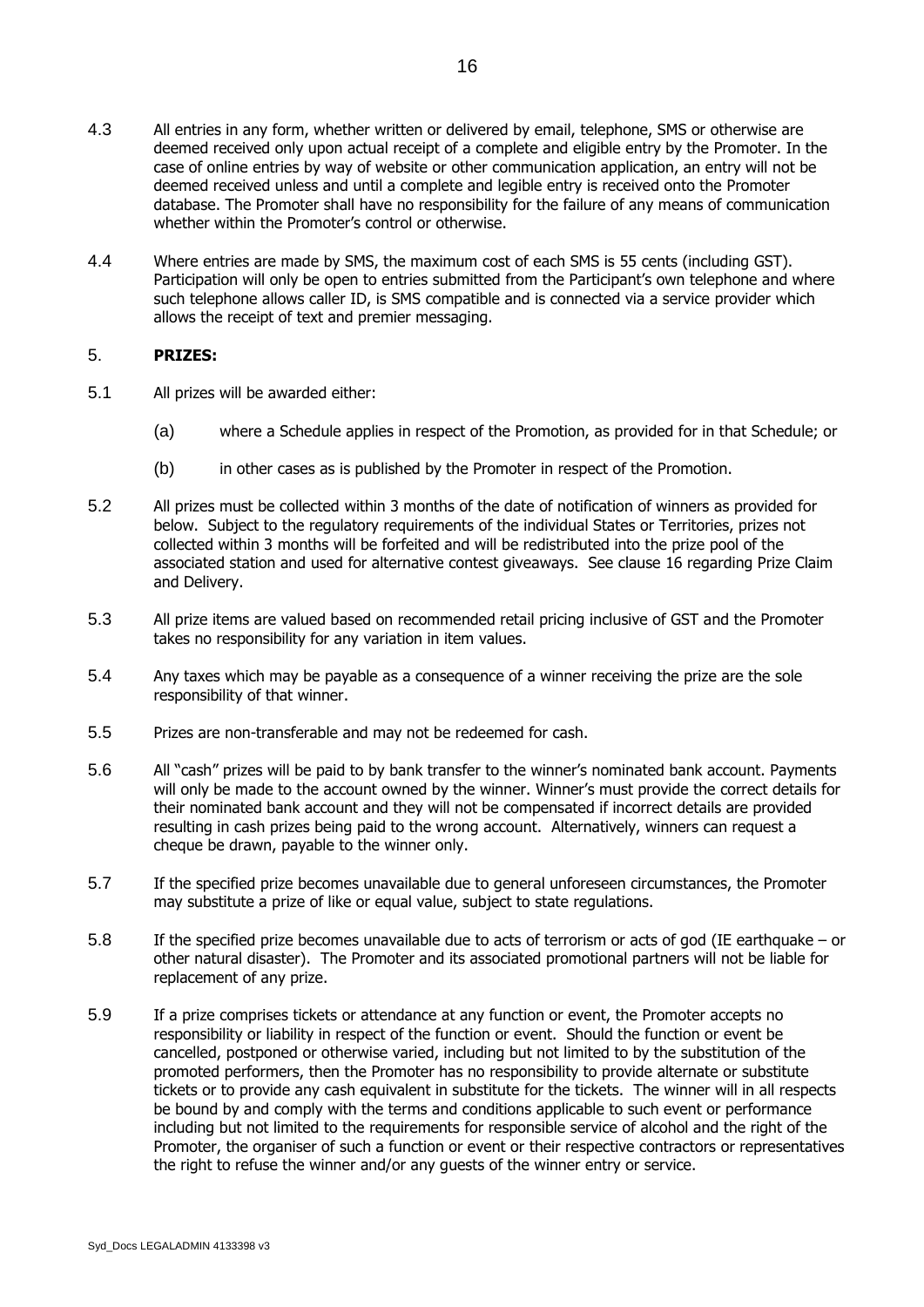4.3 All entries in any form, whether written or delivered by email, telephone, SMS or otherwise are deemed received only upon actual receipt of a complete and eligible entry by the Promoter. In the case of online entries by way of website or other communication application, an entry will not be deemed received unless and until a complete and legible entry is received onto the Promoter database. The Promoter shall have no responsibility for the failure of any means of communication whether within the Promoter's control or otherwise.

4.4 Where entries are made by SMS, the maximum cost of each SMS is 55 cents (including GST). Participation will only be open to entries submitted from the Participant's own telephone and where such telephone allows caller ID, is SMS compatible and is connected via a service provider which allows the receipt of text and premier messaging.

## 5. **PRIZES:**

5.1 All prizes will be awarded either:

(a) where a Schedule applies in respect of the Promotion, as provided for in that Schedule; or

(b) in other cases as is published by the Promoter in respect of the Promotion.

5.2 All prizes must be collected within 3 months of the date of notification of winners as provided for below. Subject to the regulatory requirements of the individual States or Territories, prizes not collected within 3 months will be forfeited and will be redistributed into the prize pool of the associated station and used for alternative contest giveaways. See clause 16 regarding Prize Claim and Delivery.

5.3 All prize items are valued based on recommended retail pricing inclusive of GST and the Promoter takes no responsibility for any variation in item values.

5.4 Any taxes which may be payable as a consequence of a winner receiving the prize are the sole responsibility of that winner.

5.5 Prizes are non-transferable and may not be redeemed for cash.

5.6 All "cash" prizes will be paid to by bank transfer to the winner's nominated bank account. Payments will only be made to the account owned by the winner. Winner's must provide the correct details for their nominated bank account and they will not be compensated if incorrect details are provided resulting in cash prizes being paid to the wrong account. Alternatively, winners can request a cheque be drawn, payable to the winner only.

5.7 If the specified prize becomes unavailable due to general unforeseen circumstances, the Promoter may substitute a prize of like or equal value, subject to state regulations.

5.8 If the specified prize becomes unavailable due to acts of terrorism or acts of god (IE earthquake – or other natural disaster). The Promoter and its associated promotional partners will not be liable for replacement of any prize.

5.9 If a prize comprises tickets or attendance at any function or event, the Promoter accepts no responsibility or liability in respect of the function or event. Should the function or event be cancelled, postponed or otherwise varied, including but not limited to by the substitution of the promoted performers, then the Promoter has no responsibility to provide alternate or substitute tickets or to provide any cash equivalent in substitute for the tickets. The winner will in all respects be bound by and comply with the terms and conditions applicable to such event or performance including but not limited to the requirements for responsible service of alcohol and the right of the Promoter, the organiser of such a function or event or their respective contractors or representatives the right to refuse the winner and/or any guests of the winner entry or service.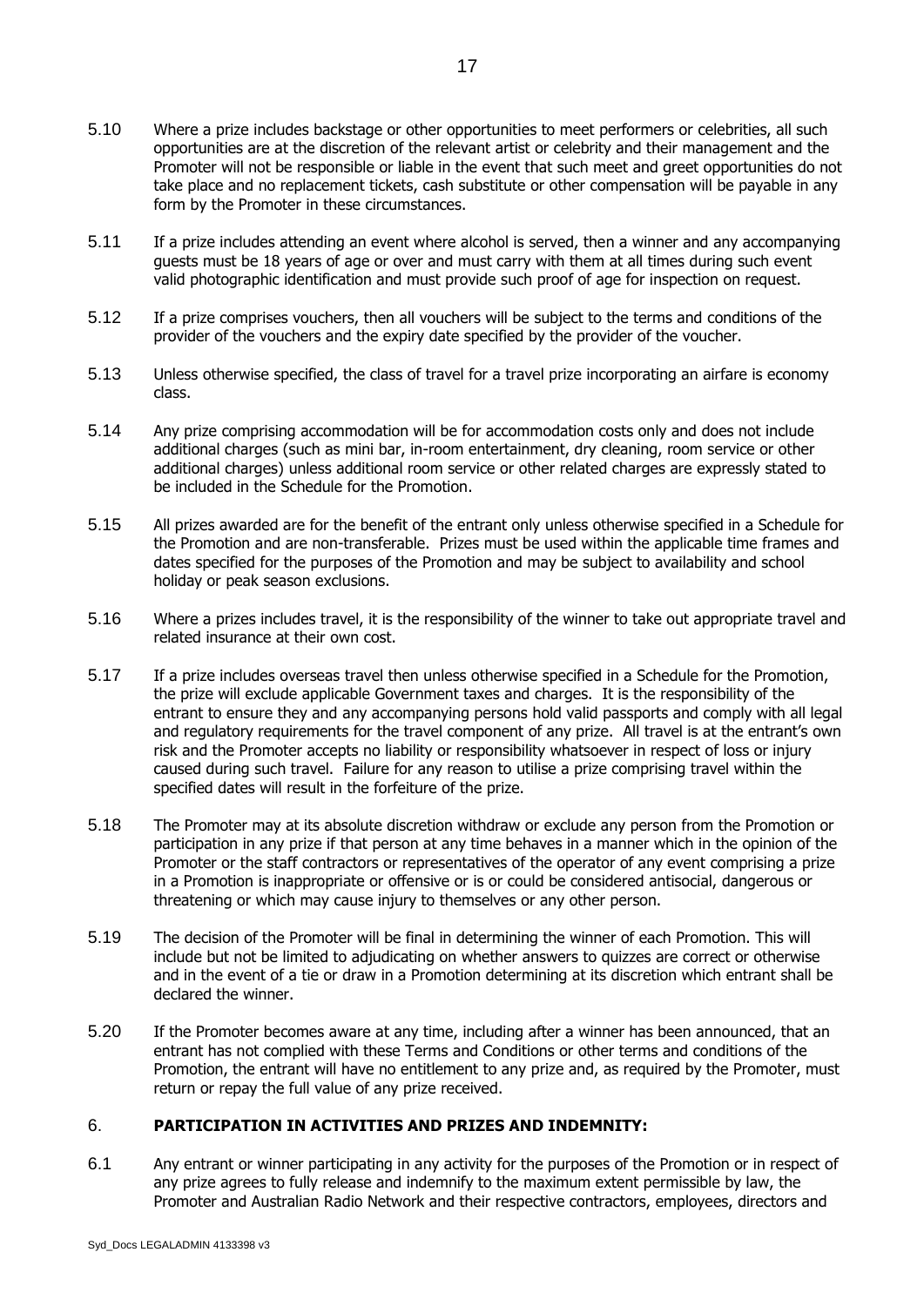5.10 Where a prize includes backstage or other opportunities to meet performers or celebrities, all such opportunities are at the discretion of the relevant artist or celebrity and their management and the Promoter will not be responsible or liable in the event that such meet and greet opportunities do not take place and no replacement tickets, cash substitute or other compensation will be payable in any form by the Promoter in these circumstances.

5.11 If a prize includes attending an event where alcohol is served, then a winner and any accompanying guests must be 18 years of age or over and must carry with them at all times during such event valid photographic identification and must provide such proof of age for inspection on request.

5.12 If a prize comprises vouchers, then all vouchers will be subject to the terms and conditions of the provider of the vouchers and the expiry date specified by the provider of the voucher.

5.13 Unless otherwise specified, the class of travel for a travel prize incorporating an airfare is economy class.

5.14 Any prize comprising accommodation will be for accommodation costs only and does not include additional charges (such as mini bar, in-room entertainment, dry cleaning, room service or other additional charges) unless additional room service or other related charges are expressly stated to be included in the Schedule for the Promotion.

5.15 All prizes awarded are for the benefit of the entrant only unless otherwise specified in a Schedule for the Promotion and are non-transferable. Prizes must be used within the applicable time frames and dates specified for the purposes of the Promotion and may be subject to availability and school holiday or peak season exclusions.

5.16 Where a prizes includes travel, it is the responsibility of the winner to take out appropriate travel and related insurance at their own cost.

5.17 If a prize includes overseas travel then unless otherwise specified in a Schedule for the Promotion, the prize will exclude applicable Government taxes and charges. It is the responsibility of the entrant to ensure they and any accompanying persons hold valid passports and comply with all legal and regulatory requirements for the travel component of any prize. All travel is at the entrant's own risk and the Promoter accepts no liability or responsibility whatsoever in respect of loss or injury caused during such travel. Failure for any reason to utilise a prize comprising travel within the specified dates will result in the forfeiture of the prize.

5.18 The Promoter may at its absolute discretion withdraw or exclude any person from the Promotion or participation in any prize if that person at any time behaves in a manner which in the opinion of the Promoter or the staff contractors or representatives of the operator of any event comprising a prize in a Promotion is inappropriate or offensive or is or could be considered antisocial, dangerous or threatening or which may cause injury to themselves or any other person.

5.19 The decision of the Promoter will be final in determining the winner of each Promotion. This will include but not be limited to adjudicating on whether answers to quizzes are correct or otherwise and in the event of a tie or draw in a Promotion determining at its discretion which entrant shall be declared the winner.

5.20 If the Promoter becomes aware at any time, including after a winner has been announced, that an entrant has not complied with these Terms and Conditions or other terms and conditions of the Promotion, the entrant will have no entitlement to any prize and, as required by the Promoter, must return or repay the full value of any prize received.

## 6. **PARTICIPATION IN ACTIVITIES AND PRIZES AND INDEMNITY:**

6.1 Any entrant or winner participating in any activity for the purposes of the Promotion or in respect of any prize agrees to fully release and indemnify to the maximum extent permissible by law, the Promoter and Australian Radio Network and their respective contractors, employees, directors and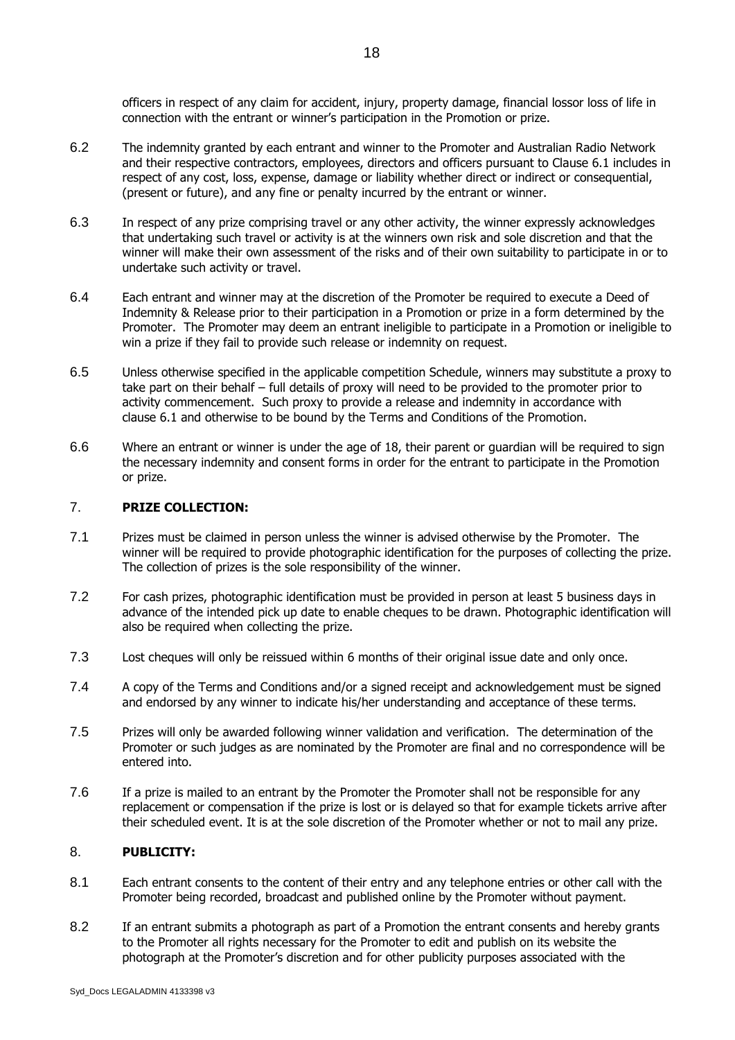officers in respect of any claim for accident, injury, property damage, financial lossor loss of life in connection with the entrant or winner's participation in the Promotion or prize.

6.2 The indemnity granted by each entrant and winner to the Promoter and Australian Radio Network and their respective contractors, employees, directors and officers pursuant to Clause 6.1 includes in respect of any cost, loss, expense, damage or liability whether direct or indirect or consequential, (present or future), and any fine or penalty incurred by the entrant or winner.

6.3 In respect of any prize comprising travel or any other activity, the winner expressly acknowledges that undertaking such travel or activity is at the winners own risk and sole discretion and that the winner will make their own assessment of the risks and of their own suitability to participate in or to undertake such activity or travel.

6.4 Each entrant and winner may at the discretion of the Promoter be required to execute a Deed of Indemnity & Release prior to their participation in a Promotion or prize in a form determined by the Promoter. The Promoter may deem an entrant ineligible to participate in a Promotion or ineligible to win a prize if they fail to provide such release or indemnity on request.

6.5 Unless otherwise specified in the applicable competition Schedule, winners may substitute a proxy to take part on their behalf – full details of proxy will need to be provided to the promoter prior to activity commencement. Such proxy to provide a release and indemnity in accordance with clause 6.1 and otherwise to be bound by the Terms and Conditions of the Promotion.

6.6 Where an entrant or winner is under the age of 18, their parent or guardian will be required to sign the necessary indemnity and consent forms in order for the entrant to participate in the Promotion or prize.

## 7. PRIZE COLLECTION:

7.1 Prizes must be claimed in person unless the winner is advised otherwise by the Promoter. The winner will be required to provide photographic identification for the purposes of collecting the prize. The collection of prizes is the sole responsibility of the winner.

7.2 For cash prizes, photographic identification must be provided in person at least 5 business days in advance of the intended pick up date to enable cheques to be drawn. Photographic identification will also be required when collecting the prize.

7.3 Lost cheques will only be reissued within 6 months of their original issue date and only once.

7.4 A copy of the Terms and Conditions and/or a signed receipt and acknowledgement must be signed and endorsed by any winner to indicate his/her understanding and acceptance of these terms.

7.5 Prizes will only be awarded following winner validation and verification. The determination of the Promoter or such judges as are nominated by the Promoter are final and no correspondence will be entered into.

7.6 If a prize is mailed to an entrant by the Promoter the Promoter shall not be responsible for any replacement or compensation if the prize is lost or is delayed so that for example tickets arrive after their scheduled event. It is at the sole discretion of the Promoter whether or not to mail any prize.

## 8. PUBLICITY:

8.1 Each entrant consents to the content of their entry and any telephone entries or other call with the Promoter being recorded, broadcast and published online by the Promoter without payment.

8.2 If an entrant submits a photograph as part of a Promotion the entrant consents and hereby grants to the Promoter all rights necessary for the Promoter to edit and publish on its website the photograph at the Promoter's discretion and for other publicity purposes associated with the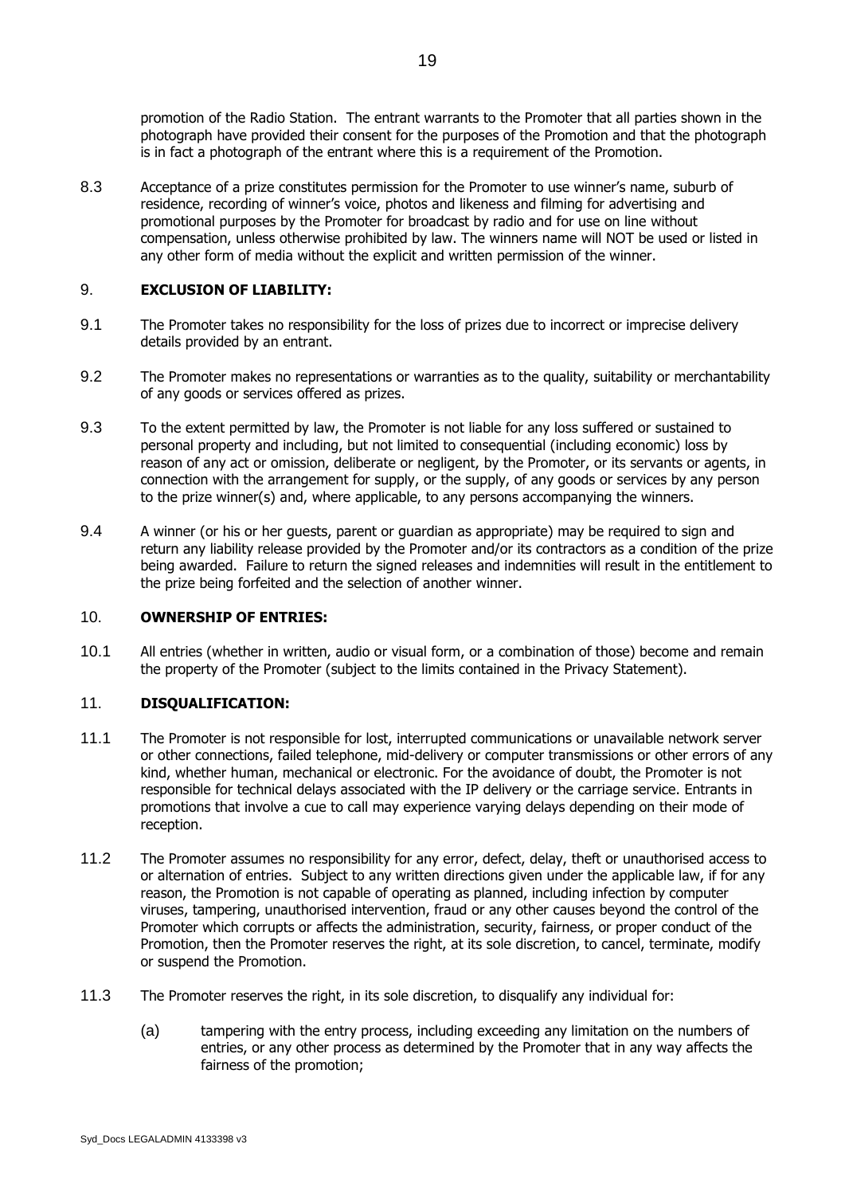promotion of the Radio Station. The entrant warrants to the Promoter that all parties shown in the photograph have provided their consent for the purposes of the Promotion and that the photograph is in fact a photograph of the entrant where this is a requirement of the Promotion.

8.3 Acceptance of a prize constitutes permission for the Promoter to use winner's name, suburb of residence, recording of winner's voice, photos and likeness and filming for advertising and promotional purposes by the Promoter for broadcast by radio and for use on line without compensation, unless otherwise prohibited by law. The winners name will NOT be used or listed in any other form of media without the explicit and written permission of the winner.

## 9. **EXCLUSION OF LIABILITY:**

9.1 The Promoter takes no responsibility for the loss of prizes due to incorrect or imprecise delivery details provided by an entrant.

9.2 The Promoter makes no representations or warranties as to the quality, suitability or merchantability of any goods or services offered as prizes.

9.3 To the extent permitted by law, the Promoter is not liable for any loss suffered or sustained to personal property and including, but not limited to consequential (including economic) loss by reason of any act or omission, deliberate or negligent, by the Promoter, or its servants or agents, in connection with the arrangement for supply, or the supply, of any goods or services by any person to the prize winner(s) and, where applicable, to any persons accompanying the winners.

9.4 A winner (or his or her guests, parent or guardian as appropriate) may be required to sign and return any liability release provided by the Promoter and/or its contractors as a condition of the prize being awarded. Failure to return the signed releases and indemnities will result in the entitlement to the prize being forfeited and the selection of another winner.

## 10. **OWNERSHIP OF ENTRIES:**

10.1 All entries (whether in written, audio or visual form, or a combination of those) become and remain the property of the Promoter (subject to the limits contained in the Privacy Statement).

## 11. **DISQUALIFICATION:**

11.1 The Promoter is not responsible for lost, interrupted communications or unavailable network server or other connections, failed telephone, mid-delivery or computer transmissions or other errors of any kind, whether human, mechanical or electronic. For the avoidance of doubt, the Promoter is not responsible for technical delays associated with the IP delivery or the carriage service. Entrants in promotions that involve a cue to call may experience varying delays depending on their mode of reception.

11.2 The Promoter assumes no responsibility for any error, defect, delay, theft or unauthorised access to or alternation of entries. Subject to any written directions given under the applicable law, if for any reason, the Promotion is not capable of operating as planned, including infection by computer viruses, tampering, unauthorised intervention, fraud or any other causes beyond the control of the Promoter which corrupts or affects the administration, security, fairness, or proper conduct of the Promotion, then the Promoter reserves the right, at its sole discretion, to cancel, terminate, modify or suspend the Promotion.

11.3 The Promoter reserves the right, in its sole discretion, to disqualify any individual for:

(a) tampering with the entry process, including exceeding any limitation on the numbers of entries, or any other process as determined by the Promoter that in any way affects the fairness of the promotion;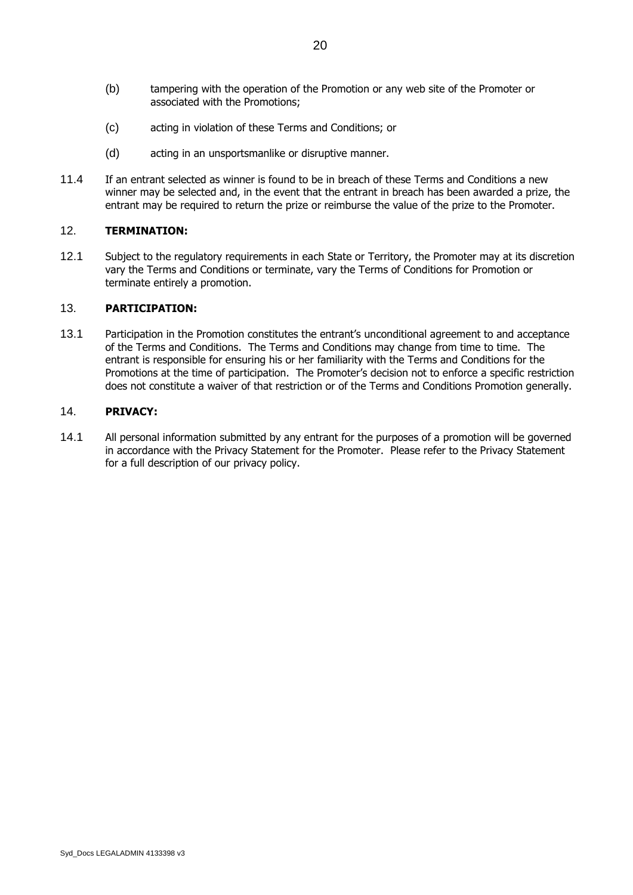(b) tampering with the operation of the Promotion or any web site of the Promoter or associated with the Promotions;

(c) acting in violation of these Terms and Conditions; or

(d) acting in an unsportsmanlike or disruptive manner.

11.4 If an entrant selected as winner is found to be in breach of these Terms and Conditions a new winner may be selected and, in the event that the entrant in breach has been awarded a prize, the entrant may be required to return the prize or reimburse the value of the prize to the Promoter.

## 12. TERMINATION:

12.1 Subject to the regulatory requirements in each State or Territory, the Promoter may at its discretion vary the Terms and Conditions or terminate, vary the Terms of Conditions for Promotion or terminate entirely a promotion.

## 13. PARTICIPATION:

13.1 Participation in the Promotion constitutes the entrant's unconditional agreement to and acceptance of the Terms and Conditions. The Terms and Conditions may change from time to time. The entrant is responsible for ensuring his or her familiarity with the Terms and Conditions for the Promotions at the time of participation. The Promoter's decision not to enforce a specific restriction does not constitute a waiver of that restriction or of the Terms and Conditions Promotion generally.

## 14. PRIVACY:

14.1 All personal information submitted by any entrant for the purposes of a promotion will be governed in accordance with the Privacy Statement for the Promoter. Please refer to the Privacy Statement for a full description of our privacy policy.